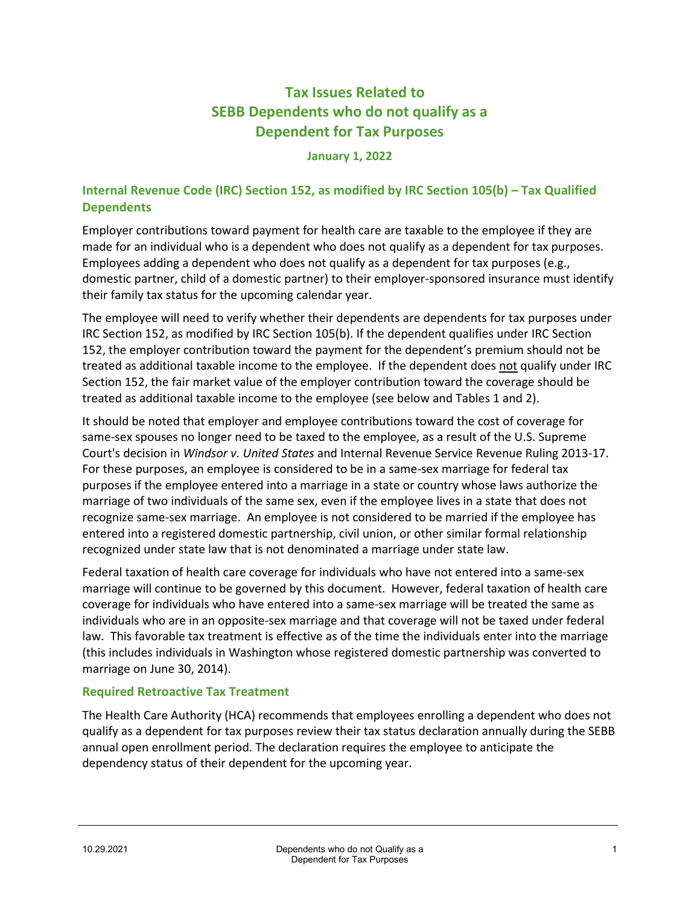# Tax Issues Related to SEBB Dependents who do not qualify as a Dependent for Tax Purposes

**January 1, 2022**

## Internal Revenue Code (IRC) Section 152, as modified by IRC Section 105(b) – Tax Qualified Dependents

Employer contributions toward payment for health care are taxable to the employee if they are made for an individual who is a dependent who does not qualify as a dependent for tax purposes. Employees adding a dependent who does not qualify as a dependent for tax purposes (e.g., domestic partner, child of a domestic partner) to their employer-sponsored insurance must identify their family tax status for the upcoming calendar year.

The employee will need to verify whether their dependents are dependents for tax purposes under IRC Section 152, as modified by IRC Section 105(b). If the dependent qualifies under IRC Section 152, the employer contribution toward the payment for the dependent's premium should not be treated as additional taxable income to the employee. If the dependent does <u>not</u> qualify under IRC Section 152, the fair market value of the employer contribution toward the coverage should be treated as additional taxable income to the employee (see below and Tables 1 and 2).

It should be noted that employer and employee contributions toward the cost of coverage for same-sex spouses no longer need to be taxed to the employee, as a result of the U.S. Supreme Court's decision in *Windsor v. United States* and Internal Revenue Service Revenue Ruling 2013-17. For these purposes, an employee is considered to be in a same-sex marriage for federal tax purposes if the employee entered into a marriage in a state or country whose laws authorize the marriage of two individuals of the same sex, even if the employee lives in a state that does not recognize same-sex marriage. An employee is not considered to be married if the employee has entered into a registered domestic partnership, civil union, or other similar formal relationship recognized under state law that is not denominated a marriage under state law.

Federal taxation of health care coverage for individuals who have not entered into a same-sex marriage will continue to be governed by this document. However, federal taxation of health care coverage for individuals who have entered into a same-sex marriage will be treated the same as individuals who are in an opposite-sex marriage and that coverage will not be taxed under federal law. This favorable tax treatment is effective as of the time the individuals enter into the marriage (this includes individuals in Washington whose registered domestic partnership was converted to marriage on June 30, 2014).

### Required Retroactive Tax Treatment

The Health Care Authority (HCA) recommends that employees enrolling a dependent who does not qualify as a dependent for tax purposes review their tax status declaration annually during the SEBB annual open enrollment period. The declaration requires the employee to anticipate the dependency status of their dependent for the upcoming year.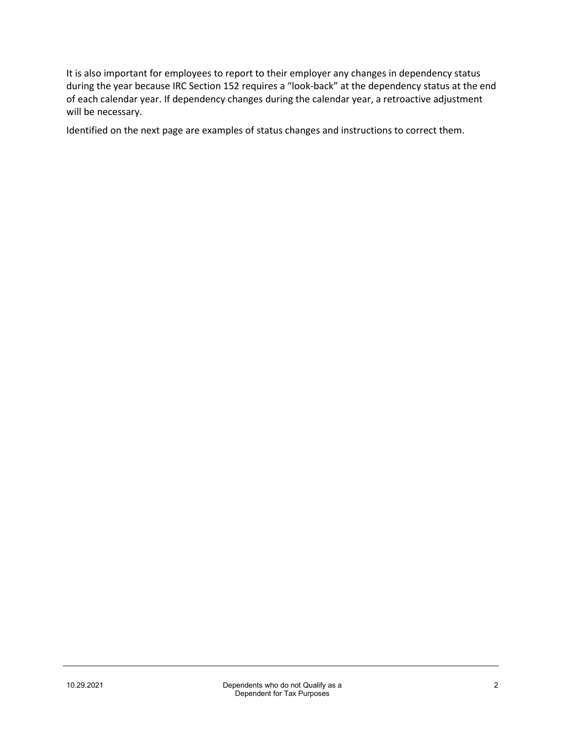It is also important for employees to report to their employer any changes in dependency status during the year because IRC Section 152 requires a "look-back" at the dependency status at the end of each calendar year. If dependency changes during the calendar year, a retroactive adjustment will be necessary.

Identified on the next page are examples of status changes and instructions to correct them.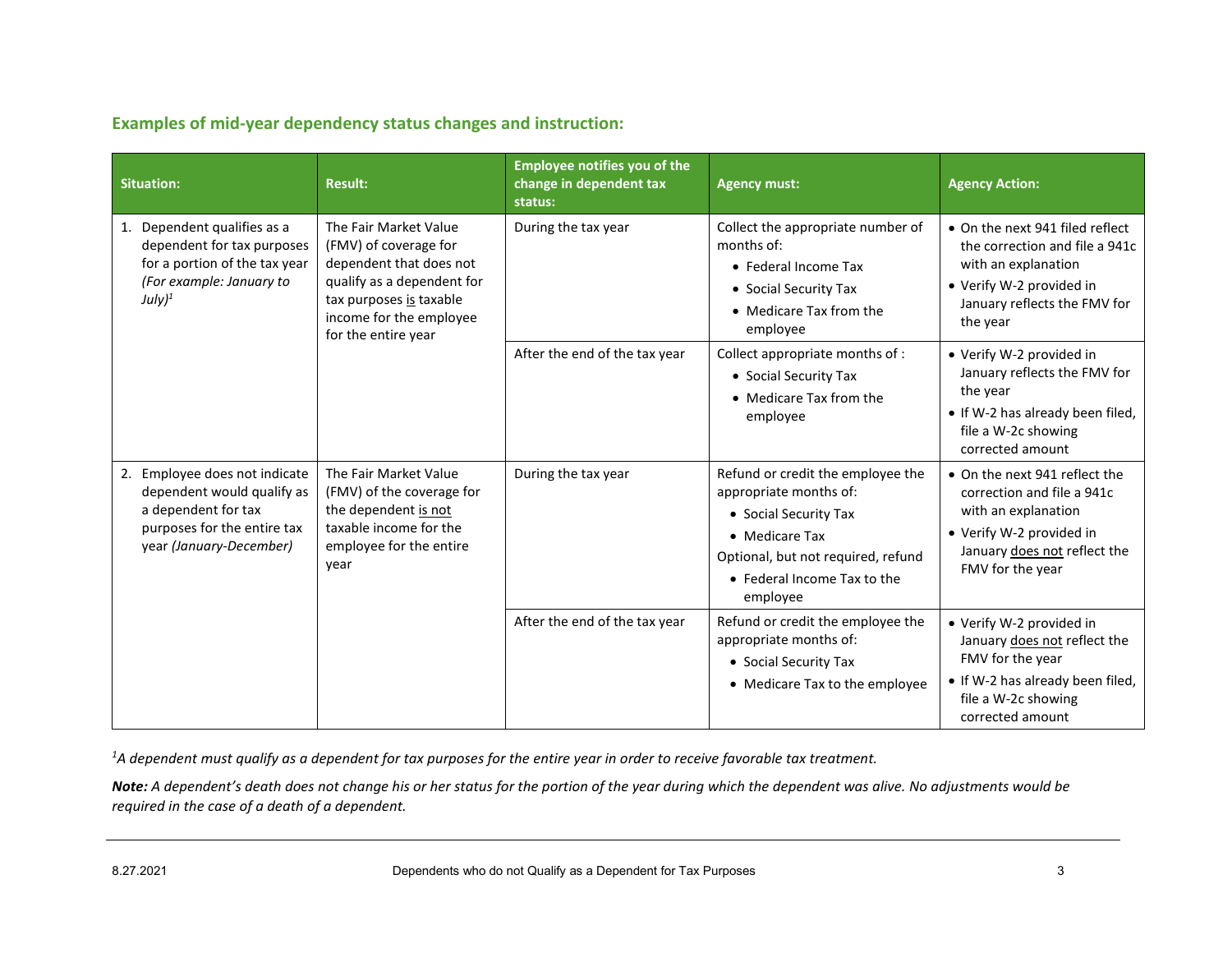## Examples of mid-year dependency status changes and instruction:

| Situation: | Result: | Employee notifies you of the change in dependent tax status: | Agency must: | Agency Action: |
|---|---|---|---|---|
| 1. Dependent qualifies as a dependent for tax purposes for a portion of the tax year *(For example: January to July)*[1] | The Fair Market Value (FMV) of coverage for dependent that does not qualify as a dependent for tax purposes <u>is</u> taxable income for the employee for the entire year | During the tax year | Collect the appropriate number of months of: <br>• Federal Income Tax <br>• Social Security Tax <br>• Medicare Tax from the employee | • On the next 941 filed reflect the correction and file a 941c with an explanation <br>• Verify W-2 provided in January reflects the FMV for the year |
| | | After the end of the tax year | Collect appropriate months of : <br>• Social Security Tax <br>• Medicare Tax from the employee | • Verify W-2 provided in January reflects the FMV for the year <br>• If W-2 has already been filed, file a W-2c showing corrected amount |
| 2. Employee does not indicate dependent would qualify as a dependent for tax purposes for the entire tax year *(January-December)* | The Fair Market Value (FMV) of the coverage for the dependent <u>is not</u> taxable income for the employee for the entire year | During the tax year | Refund or credit the employee the appropriate months of: <br>• Social Security Tax <br>• Medicare Tax <br>Optional, but not required, refund <br>• Federal Income Tax to the employee | • On the next 941 reflect the correction and file a 941c with an explanation <br>• Verify W-2 provided in January <u>does not</u> reflect the FMV for the year |
| | | After the end of the tax year | Refund or credit the employee the appropriate months of: <br>• Social Security Tax <br>• Medicare Tax to the employee | • Verify W-2 provided in January <u>does not</u> reflect the FMV for the year <br>• If W-2 has already been filed, file a W-2c showing corrected amount |

*[1]A dependent must qualify as a dependent for tax purposes for the entire year in order to receive favorable tax treatment.*

***Note:*** *A dependent's death does not change his or her status for the portion of the year during which the dependent was alive. No adjustments would be required in the case of a death of a dependent.*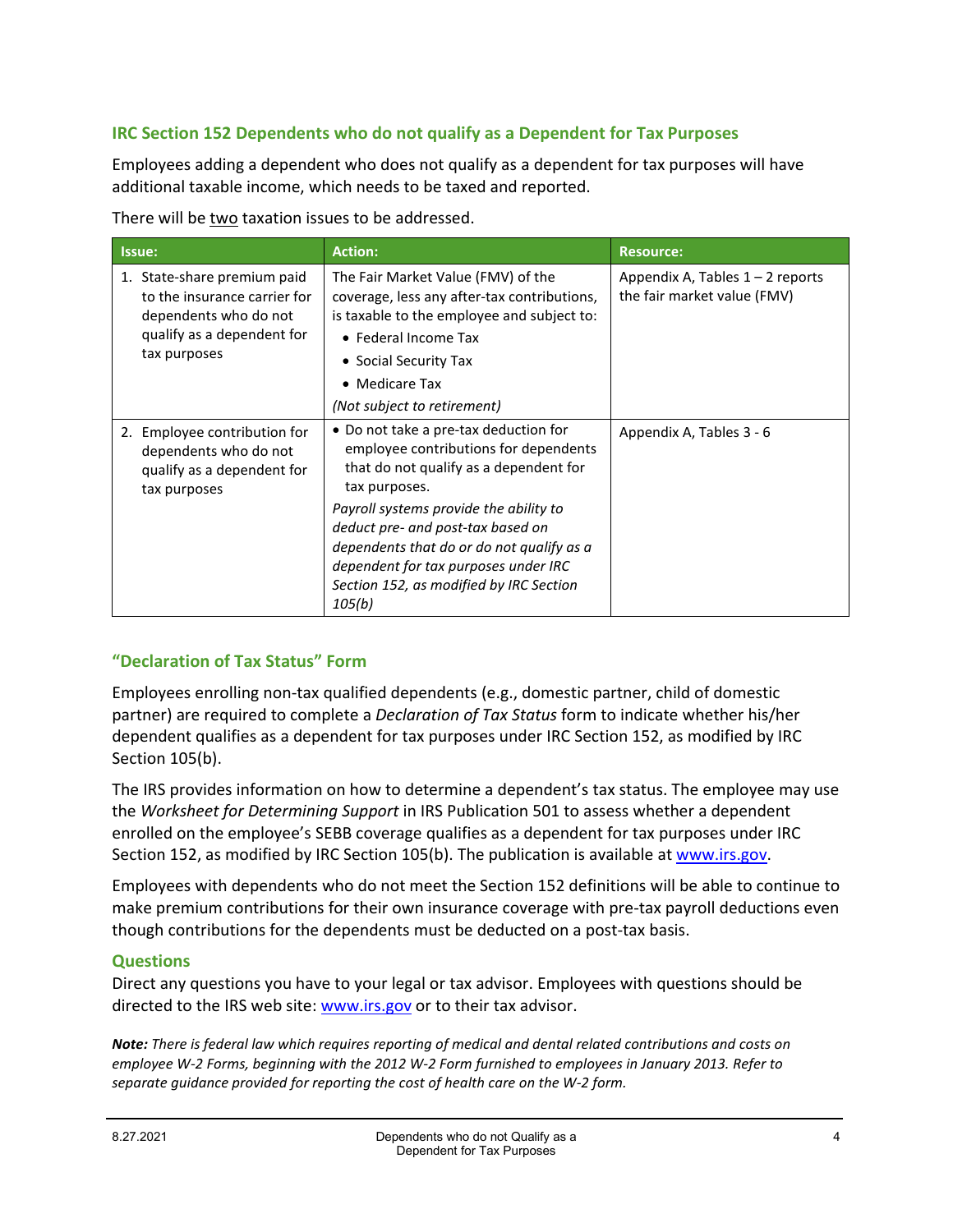## IRC Section 152 Dependents who do not qualify as a Dependent for Tax Purposes

Employees adding a dependent who does not qualify as a dependent for tax purposes will have additional taxable income, which needs to be taxed and reported.

There will be two taxation issues to be addressed.

| Issue: | Action: | Resource: |
|---|---|---|
| 1. State-share premium paid to the insurance carrier for dependents who do not qualify as a dependent for tax purposes | The Fair Market Value (FMV) of the coverage, less any after-tax contributions, is taxable to the employee and subject to:<br>• Federal Income Tax<br>• Social Security Tax<br>• Medicare Tax<br>*(Not subject to retirement)* | Appendix A, Tables 1 – 2 reports the fair market value (FMV) |
| 2. Employee contribution for dependents who do not qualify as a dependent for tax purposes | • Do not take a pre-tax deduction for employee contributions for dependents that do not qualify as a dependent for tax purposes.<br>*Payroll systems provide the ability to deduct pre- and post-tax based on dependents that do or do not qualify as a dependent for tax purposes under IRC Section 152, as modified by IRC Section 105(b)* | Appendix A, Tables 3 - 6 |

## "Declaration of Tax Status" Form

Employees enrolling non-tax qualified dependents (e.g., domestic partner, child of domestic partner) are required to complete a *Declaration of Tax Status* form to indicate whether his/her dependent qualifies as a dependent for tax purposes under IRC Section 152, as modified by IRC Section 105(b).

The IRS provides information on how to determine a dependent's tax status. The employee may use the *Worksheet for Determining Support* in IRS Publication 501 to assess whether a dependent enrolled on the employee's SEBB coverage qualifies as a dependent for tax purposes under IRC Section 152, as modified by IRC Section 105(b). The publication is available at www.irs.gov.

Employees with dependents who do not meet the Section 152 definitions will be able to continue to make premium contributions for their own insurance coverage with pre-tax payroll deductions even though contributions for the dependents must be deducted on a post-tax basis.

## Questions

Direct any questions you have to your legal or tax advisor. Employees with questions should be directed to the IRS web site: www.irs.gov or to their tax advisor.

***Note:*** *There is federal law which requires reporting of medical and dental related contributions and costs on employee W-2 Forms, beginning with the 2012 W-2 Form furnished to employees in January 2013. Refer to separate guidance provided for reporting the cost of health care on the W-2 form.*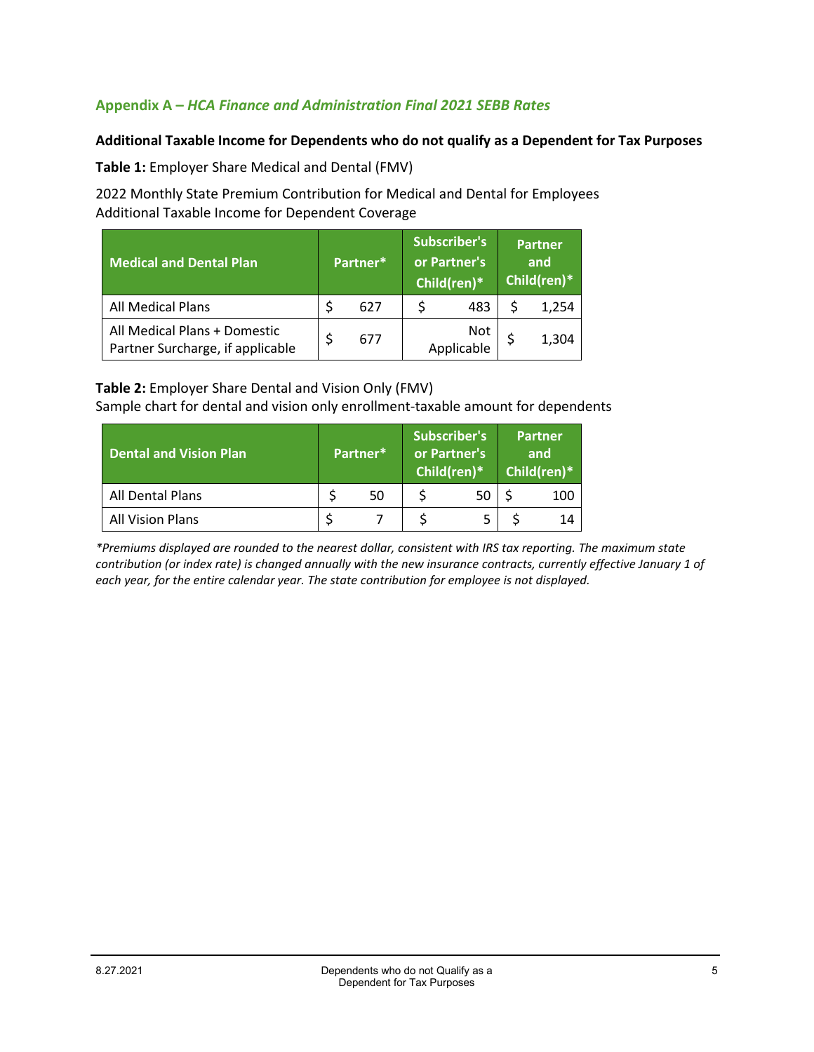## Appendix A – *HCA Finance and Administration Final 2021 SEBB Rates*

**Additional Taxable Income for Dependents who do not qualify as a Dependent for Tax Purposes**

**Table 1:** Employer Share Medical and Dental (FMV)

2022 Monthly State Premium Contribution for Medical and Dental for Employees
Additional Taxable Income for Dependent Coverage

| Medical and Dental Plan | Partner* | Subscriber's or Partner's Child(ren)* | Partner and Child(ren)* |
|---|---|---|---|
| All Medical Plans | $ 627 | $ 483 | $ 1,254 |
| All Medical Plans + Domestic Partner Surcharge, if applicable | $ 677 | Not Applicable | $ 1,304 |

**Table 2:** Employer Share Dental and Vision Only (FMV)
Sample chart for dental and vision only enrollment-taxable amount for dependents

| Dental and Vision Plan | Partner* | Subscriber's or Partner's Child(ren)* | Partner and Child(ren)* |
|---|---|---|---|
| All Dental Plans | $ 50 | $ 50 | $ 100 |
| All Vision Plans | $ 7 | $ 5 | $ 14 |

*\*Premiums displayed are rounded to the nearest dollar, consistent with IRS tax reporting. The maximum state contribution (or index rate) is changed annually with the new insurance contracts, currently effective January 1 of each year, for the entire calendar year. The state contribution for employee is not displayed.*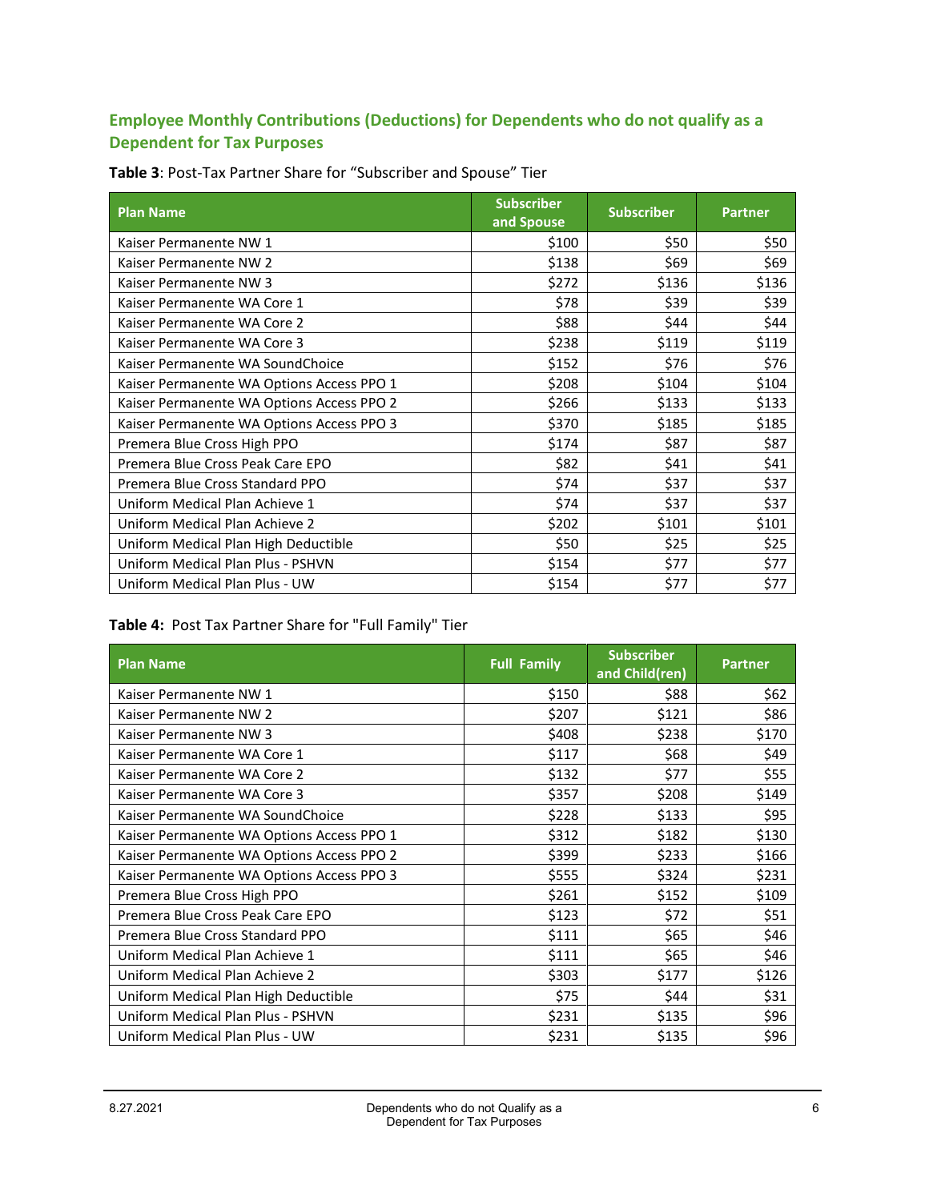## Employee Monthly Contributions (Deductions) for Dependents who do not qualify as a Dependent for Tax Purposes

**Table 3**: Post-Tax Partner Share for "Subscriber and Spouse" Tier

| Plan Name | Subscriber and Spouse | Subscriber | Partner |
|---|---|---|---|
| Kaiser Permanente NW 1 | $100 | $50 | $50 |
| Kaiser Permanente NW 2 | $138 | $69 | $69 |
| Kaiser Permanente NW 3 | $272 | $136 | $136 |
| Kaiser Permanente WA Core 1 | $78 | $39 | $39 |
| Kaiser Permanente WA Core 2 | $88 | $44 | $44 |
| Kaiser Permanente WA Core 3 | $238 | $119 | $119 |
| Kaiser Permanente WA SoundChoice | $152 | $76 | $76 |
| Kaiser Permanente WA Options Access PPO 1 | $208 | $104 | $104 |
| Kaiser Permanente WA Options Access PPO 2 | $266 | $133 | $133 |
| Kaiser Permanente WA Options Access PPO 3 | $370 | $185 | $185 |
| Premera Blue Cross High PPO | $174 | $87 | $87 |
| Premera Blue Cross Peak Care EPO | $82 | $41 | $41 |
| Premera Blue Cross Standard PPO | $74 | $37 | $37 |
| Uniform Medical Plan Achieve 1 | $74 | $37 | $37 |
| Uniform Medical Plan Achieve 2 | $202 | $101 | $101 |
| Uniform Medical Plan High Deductible | $50 | $25 | $25 |
| Uniform Medical Plan Plus - PSHVN | $154 | $77 | $77 |
| Uniform Medical Plan Plus - UW | $154 | $77 | $77 |

**Table 4:** Post Tax Partner Share for "Full Family" Tier

| Plan Name | Full Family | Subscriber and Child(ren) | Partner |
|---|---|---|---|
| Kaiser Permanente NW 1 | $150 | $88 | $62 |
| Kaiser Permanente NW 2 | $207 | $121 | $86 |
| Kaiser Permanente NW 3 | $408 | $238 | $170 |
| Kaiser Permanente WA Core 1 | $117 | $68 | $49 |
| Kaiser Permanente WA Core 2 | $132 | $77 | $55 |
| Kaiser Permanente WA Core 3 | $357 | $208 | $149 |
| Kaiser Permanente WA SoundChoice | $228 | $133 | $95 |
| Kaiser Permanente WA Options Access PPO 1 | $312 | $182 | $130 |
| Kaiser Permanente WA Options Access PPO 2 | $399 | $233 | $166 |
| Kaiser Permanente WA Options Access PPO 3 | $555 | $324 | $231 |
| Premera Blue Cross High PPO | $261 | $152 | $109 |
| Premera Blue Cross Peak Care EPO | $123 | $72 | $51 |
| Premera Blue Cross Standard PPO | $111 | $65 | $46 |
| Uniform Medical Plan Achieve 1 | $111 | $65 | $46 |
| Uniform Medical Plan Achieve 2 | $303 | $177 | $126 |
| Uniform Medical Plan High Deductible | $75 | $44 | $31 |
| Uniform Medical Plan Plus - PSHVN | $231 | $135 | $96 |
| Uniform Medical Plan Plus - UW | $231 | $135 | $96 |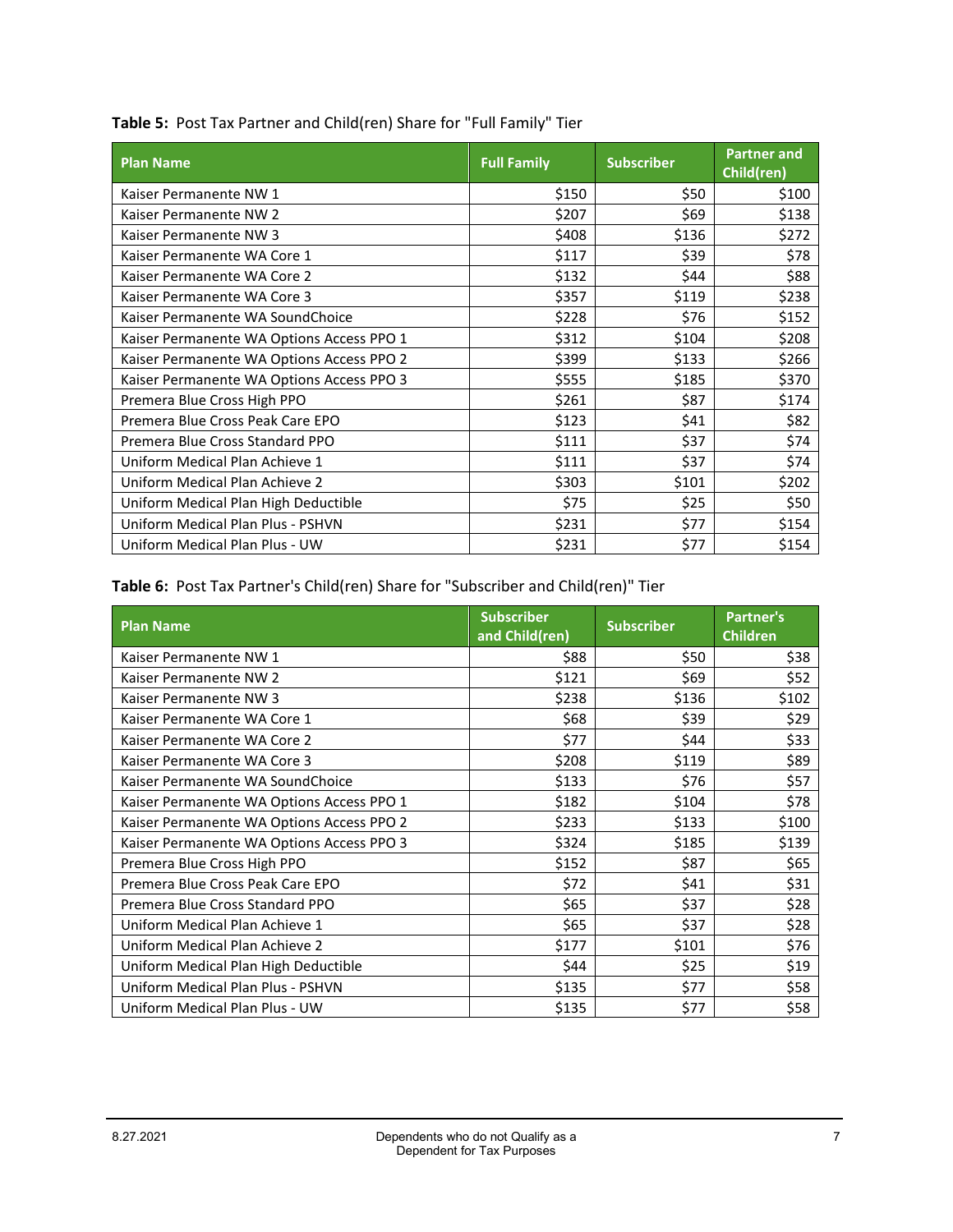**Table 5:** Post Tax Partner and Child(ren) Share for "Full Family" Tier

| Plan Name | Full Family | Subscriber | Partner and Child(ren) |
|---|---|---|---|
| Kaiser Permanente NW 1 | $150 | $50 | $100 |
| Kaiser Permanente NW 2 | $207 | $69 | $138 |
| Kaiser Permanente NW 3 | $408 | $136 | $272 |
| Kaiser Permanente WA Core 1 | $117 | $39 | $78 |
| Kaiser Permanente WA Core 2 | $132 | $44 | $88 |
| Kaiser Permanente WA Core 3 | $357 | $119 | $238 |
| Kaiser Permanente WA SoundChoice | $228 | $76 | $152 |
| Kaiser Permanente WA Options Access PPO 1 | $312 | $104 | $208 |
| Kaiser Permanente WA Options Access PPO 2 | $399 | $133 | $266 |
| Kaiser Permanente WA Options Access PPO 3 | $555 | $185 | $370 |
| Premera Blue Cross High PPO | $261 | $87 | $174 |
| Premera Blue Cross Peak Care EPO | $123 | $41 | $82 |
| Premera Blue Cross Standard PPO | $111 | $37 | $74 |
| Uniform Medical Plan Achieve 1 | $111 | $37 | $74 |
| Uniform Medical Plan Achieve 2 | $303 | $101 | $202 |
| Uniform Medical Plan High Deductible | $75 | $25 | $50 |
| Uniform Medical Plan Plus - PSHVN | $231 | $77 | $154 |
| Uniform Medical Plan Plus - UW | $231 | $77 | $154 |

**Table 6:** Post Tax Partner's Child(ren) Share for "Subscriber and Child(ren)" Tier

| Plan Name | Subscriber and Child(ren) | Subscriber | Partner's Children |
|---|---|---|---|
| Kaiser Permanente NW 1 | $88 | $50 | $38 |
| Kaiser Permanente NW 2 | $121 | $69 | $52 |
| Kaiser Permanente NW 3 | $238 | $136 | $102 |
| Kaiser Permanente WA Core 1 | $68 | $39 | $29 |
| Kaiser Permanente WA Core 2 | $77 | $44 | $33 |
| Kaiser Permanente WA Core 3 | $208 | $119 | $89 |
| Kaiser Permanente WA SoundChoice | $133 | $76 | $57 |
| Kaiser Permanente WA Options Access PPO 1 | $182 | $104 | $78 |
| Kaiser Permanente WA Options Access PPO 2 | $233 | $133 | $100 |
| Kaiser Permanente WA Options Access PPO 3 | $324 | $185 | $139 |
| Premera Blue Cross High PPO | $152 | $87 | $65 |
| Premera Blue Cross Peak Care EPO | $72 | $41 | $31 |
| Premera Blue Cross Standard PPO | $65 | $37 | $28 |
| Uniform Medical Plan Achieve 1 | $65 | $37 | $28 |
| Uniform Medical Plan Achieve 2 | $177 | $101 | $76 |
| Uniform Medical Plan High Deductible | $44 | $25 | $19 |
| Uniform Medical Plan Plus - PSHVN | $135 | $77 | $58 |
| Uniform Medical Plan Plus - UW | $135 | $77 | $58 |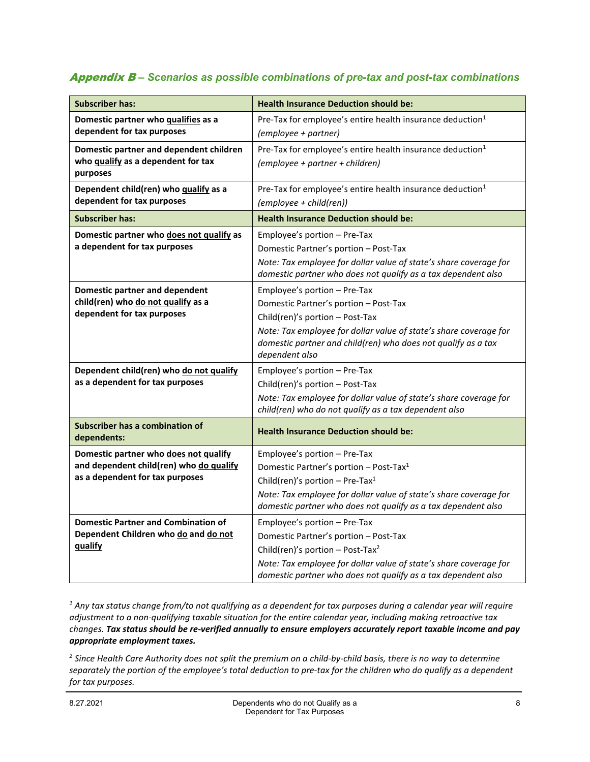## *Appendix B – Scenarios as possible combinations of pre-tax and post-tax combinations*

| Subscriber has: | Health Insurance Deduction should be: |
|---|---|
| **Domestic partner who qualifies as a dependent for tax purposes** | Pre-Tax for employee's entire health insurance deduction[1] *(employee + partner)* |
| **Domestic partner and dependent children who qualify as a dependent for tax purposes** | Pre-Tax for employee's entire health insurance deduction[1] *(employee + partner + children)* |
| **Dependent child(ren) who qualify as a dependent for tax purposes** | Pre-Tax for employee's entire health insurance deduction[1] *(employee + child(ren))* |
| **Subscriber has:** | **Health Insurance Deduction should be:** |
| **Domestic partner who does not qualify as a dependent for tax purposes** | Employee's portion – Pre-Tax<br>Domestic Partner's portion – Post-Tax<br>*Note: Tax employee for dollar value of state's share coverage for domestic partner who does not qualify as a tax dependent also* |
| **Domestic partner and dependent child(ren) who do not qualify as a dependent for tax purposes** | Employee's portion – Pre-Tax<br>Domestic Partner's portion – Post-Tax<br>Child(ren)'s portion – Post-Tax<br>*Note: Tax employee for dollar value of state's share coverage for domestic partner and child(ren) who does not qualify as a tax dependent also* |
| **Dependent child(ren) who do not qualify as a dependent for tax purposes** | Employee's portion – Pre-Tax<br>Child(ren)'s portion – Post-Tax<br>*Note: Tax employee for dollar value of state's share coverage for child(ren) who do not qualify as a tax dependent also* |
| **Subscriber has a combination of dependents:** | **Health Insurance Deduction should be:** |
| **Domestic partner who does not qualify and dependent child(ren) who do qualify as a dependent for tax purposes** | Employee's portion – Pre-Tax<br>Domestic Partner's portion – Post-Tax[1]<br>Child(ren)'s portion – Pre-Tax[1]<br>*Note: Tax employee for dollar value of state's share coverage for domestic partner who does not qualify as a tax dependent also* |
| **Domestic Partner and Combination of Dependent Children who do and do not qualify** | Employee's portion – Pre-Tax<br>Domestic Partner's portion – Post-Tax<br>Child(ren)'s portion – Post-Tax[2]<br>*Note: Tax employee for dollar value of state's share coverage for domestic partner who does not qualify as a tax dependent also* |

*[1] Any tax status change from/to not qualifying as a dependent for tax purposes during a calendar year will require adjustment to a non-qualifying taxable situation for the entire calendar year, including making retroactive tax changes.* ***Tax status should be re-verified annually to ensure employers accurately report taxable income and pay appropriate employment taxes.***

*[2] Since Health Care Authority does not split the premium on a child-by-child basis, there is no way to determine separately the portion of the employee's total deduction to pre-tax for the children who do qualify as a dependent for tax purposes.*